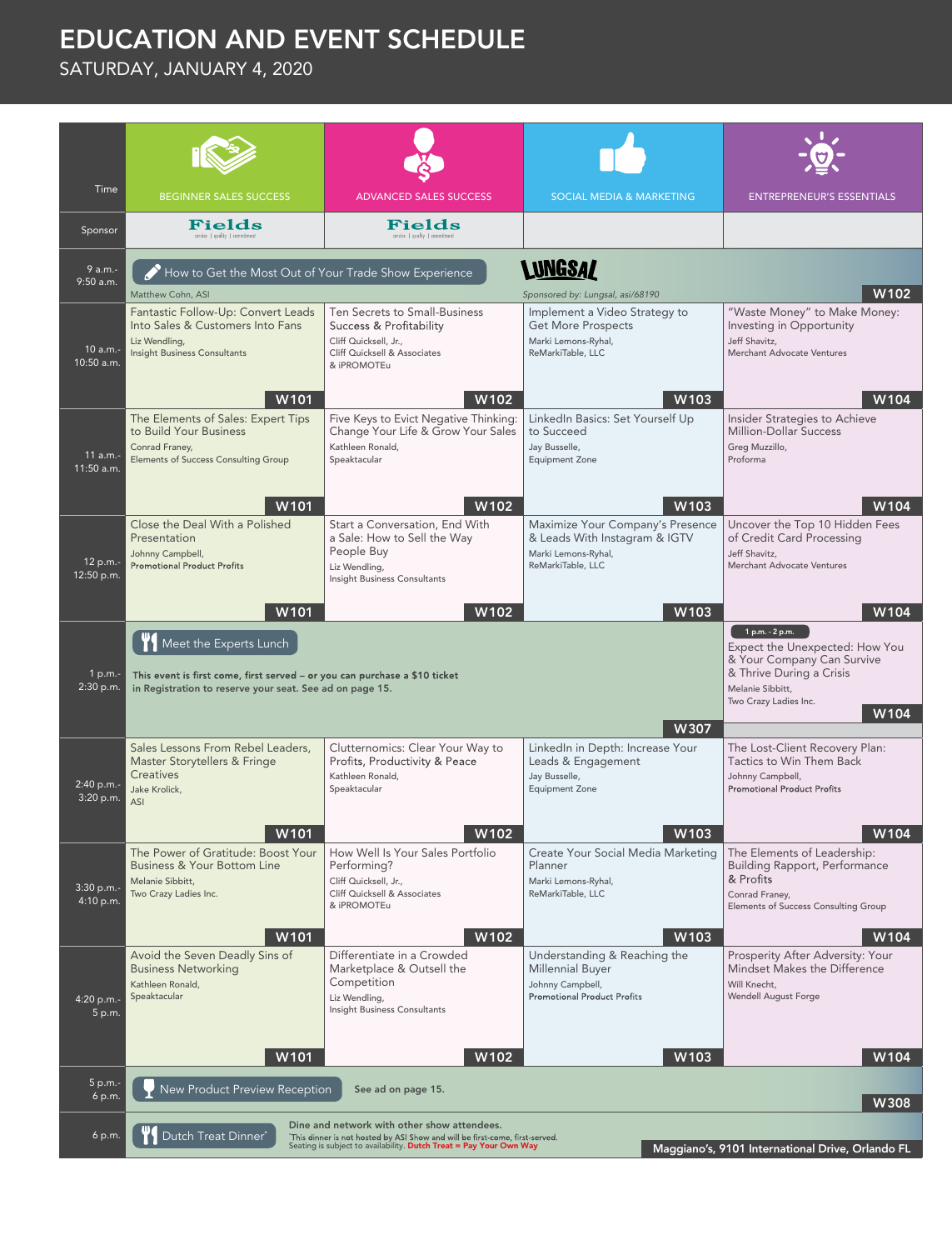# EDUCATION AND EVENT SCHEDULE

## SATURDAY, JANUARY 4, 2020

| Time | BEGINNER SALES SUCCESS | ADVANCED SALES SUCCESS | SOCIAL MEDIA & MARKETING | ENTREPRENEUR'S ESSENTIALS |
|---|---|---|---|---|
| Sponsor | Fields | Fields | | |
| 9 a.m.- 9:50 a.m. | How to Get the Most Out of Your Trade Show Experience<br>Matthew Cohn, ASI<br>Sponsored by: Lungsal, asi/68190<br>W102 | | | |
| 10 a.m.- 10:50 a.m. | Fantastic Follow-Up: Convert Leads Into Sales & Customers Into Fans<br>Liz Wendling, Insight Business Consultants<br>W101 | Ten Secrets to Small-Business Success & Profitability<br>Cliff Quicksell, Jr., Cliff Quicksell & Associates & iPROMOTEu<br>W102 | Implement a Video Strategy to Get More Prospects<br>Marki Lemons-Ryhal, ReMarkiTable, LLC<br>W103 | "Waste Money" to Make Money: Investing in Opportunity<br>Jeff Shavitz, Merchant Advocate Ventures<br>W104 |
| 11 a.m.- 11:50 a.m. | The Elements of Sales: Expert Tips to Build Your Business<br>Conrad Franey, Elements of Success Consulting Group<br>W101 | Five Keys to Evict Negative Thinking: Change Your Life & Grow Your Sales<br>Kathleen Ronald, Speaktacular<br>W102 | LinkedIn Basics: Set Yourself Up to Succeed<br>Jay Busselle, Equipment Zone<br>W103 | Insider Strategies to Achieve Million-Dollar Success<br>Greg Muzzillo, Proforma<br>W104 |
| 12 p.m.- 12:50 p.m. | Close the Deal With a Polished Presentation<br>Johnny Campbell, Promotional Product Profits<br>W101 | Start a Conversation, End With a Sale: How to Sell the Way People Buy<br>Liz Wendling, Insight Business Consultants<br>W102 | Maximize Your Company's Presence & Leads With Instagram & IGTV<br>Marki Lemons-Ryhal, ReMarkiTable, LLC<br>W103 | Uncover the Top 10 Hidden Fees of Credit Card Processing<br>Jeff Shavitz, Merchant Advocate Ventures<br>W104 |
| 1 p.m.- 2:30 p.m. | Meet the Experts Lunch<br>**This event is first come, first served – or you can purchase a $10 ticket in Registration to reserve your seat. See ad on page 15.**<br>W307 | | | 1 p.m. - 2 p.m.<br>Expect the Unexpected: How You & Your Company Can Survive & Thrive During a Crisis<br>Melanie Sibbitt, Two Crazy Ladies Inc.<br>W104 |
| 2:40 p.m.- 3:20 p.m. | Sales Lessons From Rebel Leaders, Master Storytellers & Fringe Creatives<br>Jake Krolick, ASI<br>W101 | Clutternomics: Clear Your Way to Profits, Productivity & Peace<br>Kathleen Ronald, Speaktacular<br>W102 | LinkedIn in Depth: Increase Your Leads & Engagement<br>Jay Busselle, Equipment Zone<br>W103 | The Lost-Client Recovery Plan: Tactics to Win Them Back<br>Johnny Campbell, Promotional Product Profits<br>W104 |
| 3:30 p.m.- 4:10 p.m. | The Power of Gratitude: Boost Your Business & Your Bottom Line<br>Melanie Sibbitt, Two Crazy Ladies Inc.<br>W101 | How Well Is Your Sales Portfolio Performing?<br>Cliff Quicksell, Jr., Cliff Quicksell & Associates & iPROMOTEu<br>W102 | Create Your Social Media Marketing Planner<br>Marki Lemons-Ryhal, ReMarkiTable, LLC<br>W103 | The Elements of Leadership: Building Rapport, Performance & Profits<br>Conrad Franey, Elements of Success Consulting Group<br>W104 |
| 4:20 p.m.- 5 p.m. | Avoid the Seven Deadly Sins of Business Networking<br>Kathleen Ronald, Speaktacular<br>W101 | Differentiate in a Crowded Marketplace & Outsell the Competition<br>Liz Wendling, Insight Business Consultants<br>W102 | Understanding & Reaching the Millennial Buyer<br>Johnny Campbell, Promotional Product Profits<br>W103 | Prosperity After Adversity: Your Mindset Makes the Difference<br>Will Knecht, Wendell August Forge<br>W104 |
| 5 p.m.- 6 p.m. | New Product Preview Reception<br>**See ad on page 15.**<br>W308 | | | |
| 6 p.m. | Dutch Treat Dinner*<br>**Dine and network with other show attendees.**<br>*This dinner is not hosted by ASI Show and will be first-come, first-served. Seating is subject to availability. **Dutch Treat = Pay Your Own Way**<br>**Maggiano's, 9101 International Drive, Orlando FL** | | | |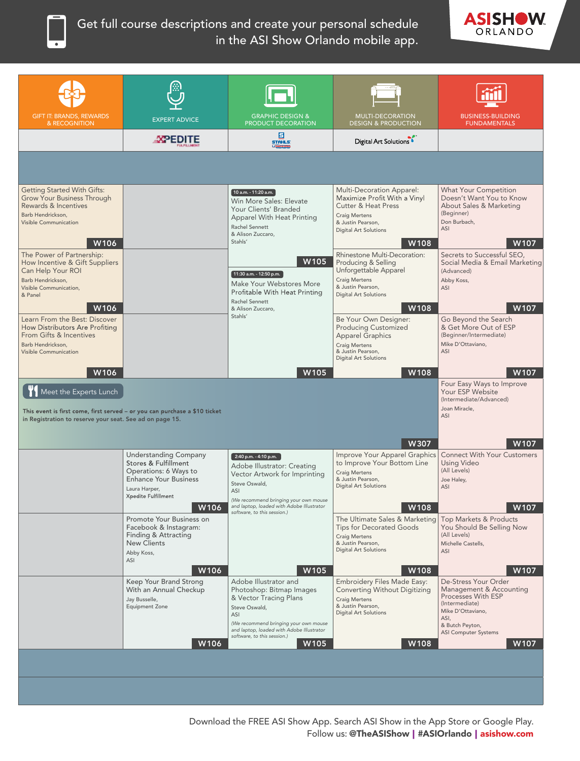Get full course descriptions and create your personal schedule in the ASI Show Orlando mobile app.

ASI SHOW ORLANDO

| GIFT IT: BRANDS, REWARDS & RECOGNITION | EXPERT ADVICE | GRAPHIC DESIGN & PRODUCT DECORATION | MULTI-DECORATION DESIGN & PRODUCTION | BUSINESS-BUILDING FUNDAMENTALS |
|---|---|---|---|---|
| | XPEDITE FULFILLMENT | STAHLS' | Digital Art Solutions | |
| Getting Started With Gifts: Grow Your Business Through Rewards & Incentives<br>Barb Hendrickson, Visible Communication<br>**W106** | | 10 a.m. - 11:20 a.m.<br>Win More Sales: Elevate Your Clients' Branded Apparel With Heat Printing<br>Rachel Sennett & Alison Zuccaro, Stahls'<br>**W105** | Multi-Decoration Apparel: Maximize Profit With a Vinyl Cutter & Heat Press<br>Craig Mertens & Justin Pearson, Digital Art Solutions<br>**W108** | What Your Competition Doesn't Want You to Know About Sales & Marketing (Beginner)<br>Don Burbach, ASI<br>**W107** |
| The Power of Partnership: How Incentive & Gift Suppliers Can Help Your ROI<br>Barb Hendrickson, Visible Communication, & Panel<br>**W106** | | 11:30 a.m. - 12:50 p.m.<br>Make Your Webstores More Profitable With Heat Printing<br>Rachel Sennett & Alison Zuccaro, Stahls'<br>**W105** | Rhinestone Multi-Decoration: Producing & Selling Unforgettable Apparel<br>Craig Mertens & Justin Pearson, Digital Art Solutions<br>**W108** | Secrets to Successful SEO, Social Media & Email Marketing (Advanced)<br>Abby Koss, ASI<br>**W107** |
| Learn From the Best: Discover How Distributors Are Profiting From Gifts & Incentives<br>Barb Hendrickson, Visible Communication<br>**W106** | | | Be Your Own Designer: Producing Customized Apparel Graphics<br>Craig Mertens & Justin Pearson, Digital Art Solutions<br>**W108** | Go Beyond the Search & Get More Out of ESP (Beginner/Intermediate)<br>Mike D'Ottaviano, ASI<br>**W107** |
| Meet the Experts Lunch<br>This event is first come, first served – or you can purchase a $10 ticket in Registration to reserve your seat. See ad on page 15.<br>**W307** | | | | Four Easy Ways to Improve Your ESP Website (Intermediate/Advanced)<br>Joan Miracle, ASI<br>**W107** |
| | Understanding Company Stores & Fulfillment Operations: 6 Ways to Enhance Your Business<br>Laura Harper, Xpedite Fulfillment<br>**W106** | 2:40 p.m. - 4:10 p.m.<br>Adobe Illustrator: Creating Vector Artwork for Imprinting<br>Steve Oswald, ASI<br>*(We recommend bringing your own mouse and laptop, loaded with Adobe Illustrator software, to this session.)*<br>**W105** | Improve Your Apparel Graphics to Improve Your Bottom Line<br>Craig Mertens & Justin Pearson, Digital Art Solutions<br>**W108** | Connect With Your Customers Using Video (All Levels)<br>Joe Haley, ASI<br>**W107** |
| | Promote Your Business on Facebook & Instagram: Finding & Attracting New Clients<br>Abby Koss, ASI<br>**W106** | | The Ultimate Sales & Marketing Tips for Decorated Goods<br>Craig Mertens & Justin Pearson, Digital Art Solutions<br>**W108** | Top Markets & Products You Should Be Selling Now (All Levels)<br>Michelle Castells, ASI<br>**W107** |
| | Keep Your Brand Strong With an Annual Checkup<br>Jay Busselle, Equipment Zone<br>**W106** | Adobe Illustrator and Photoshop: Bitmap Images & Vector Tracing Plans<br>Steve Oswald, ASI<br>*(We recommend bringing your own mouse and laptop, loaded with Adobe Illustrator software, to this session.)*<br>**W105** | Embroidery Files Made Easy: Converting Without Digitizing<br>Craig Mertens & Justin Pearson, Digital Art Solutions<br>**W108** | De-Stress Your Order Management & Accounting Processes With ESP (Intermediate)<br>Mike D'Ottaviano, ASI, & Butch Peyton, ASI Computer Systems<br>**W107** |

Download the FREE ASI Show App. Search ASI Show in the App Store or Google Play.
Follow us: **@TheASIShow** | **#ASIOrlando** | **asishow.com**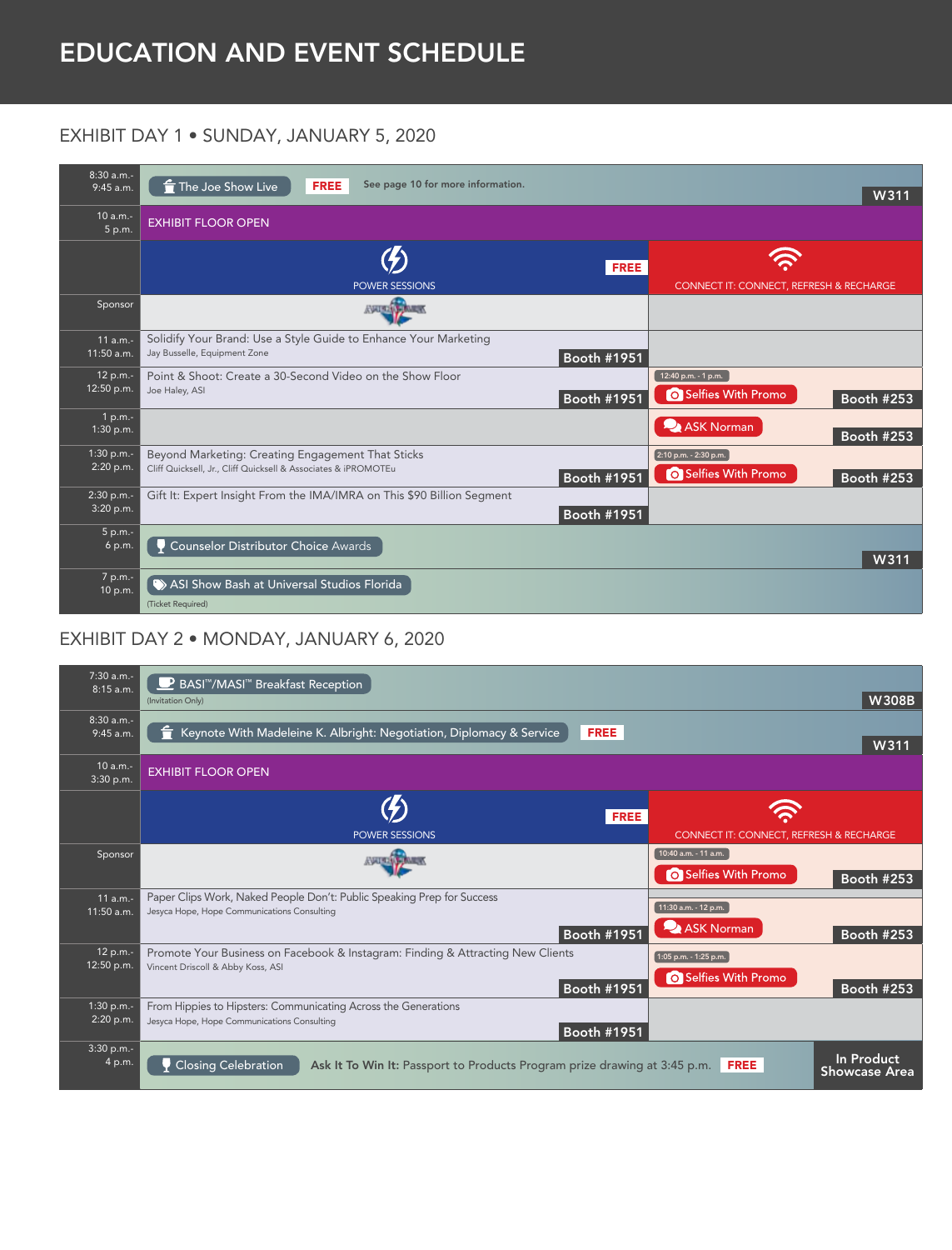# EDUCATION AND EVENT SCHEDULE

## EXHIBIT DAY 1 • SUNDAY, JANUARY 5, 2020

| Time | Power Sessions (FREE) | Location | Connect It: Connect, Refresh & Recharge | Location |
|---|---|---|---|---|
| 8:30 a.m.- 9:45 a.m. | The Joe Show Live **FREE** See page 10 for more information. | W311 | | |
| 10 a.m.- 5 p.m. | EXHIBIT FLOOR OPEN | | | |
| Sponsor | | | | |
| 11 a.m.- 11:50 a.m. | Solidify Your Brand: Use a Style Guide to Enhance Your Marketing<br>Jay Busselle, Equipment Zone | Booth #1951 | | |
| 12 p.m.- 12:50 p.m. | Point & Shoot: Create a 30-Second Video on the Show Floor<br>Joe Haley, ASI | Booth #1951 | 12:40 p.m. - 1 p.m.<br>Selfies With Promo | Booth #253 |
| 1 p.m.- 1:30 p.m. | | | ASK Norman | Booth #253 |
| 1:30 p.m.- 2:20 p.m. | Beyond Marketing: Creating Engagement That Sticks<br>Cliff Quicksell, Jr., Cliff Quicksell & Associates & iPROMOTEu | Booth #1951 | 2:10 p.m. - 2:30 p.m.<br>Selfies With Promo | Booth #253 |
| 2:30 p.m.- 3:20 p.m. | Gift It: Expert Insight From the IMA/IMRA on This $90 Billion Segment | Booth #1951 | | |
| 5 p.m.- 6 p.m. | Counselor Distributor Choice Awards | W311 | | |
| 7 p.m.- 10 p.m. | ASI Show Bash at Universal Studios Florida<br>(Ticket Required) | | | |

## EXHIBIT DAY 2 • MONDAY, JANUARY 6, 2020

| Time | Power Sessions (FREE) | Location | Connect It: Connect, Refresh & Recharge | Location |
|---|---|---|---|---|
| 7:30 a.m.- 8:15 a.m. | BASI™/MASI™ Breakfast Reception<br>(Invitation Only) | W308B | | |
| 8:30 a.m.- 9:45 a.m. | Keynote With Madeleine K. Albright: Negotiation, Diplomacy & Service **FREE** | W311 | | |
| 10 a.m.- 3:30 p.m. | EXHIBIT FLOOR OPEN | | | |
| Sponsor | | | 10:40 a.m. - 11 a.m.<br>Selfies With Promo | Booth #253 |
| 11 a.m.- 11:50 a.m. | Paper Clips Work, Naked People Don't: Public Speaking Prep for Success<br>Jesyca Hope, Hope Communications Consulting | Booth #1951 | 11:30 a.m. - 12 p.m.<br>ASK Norman | Booth #253 |
| 12 p.m.- 12:50 p.m. | Promote Your Business on Facebook & Instagram: Finding & Attracting New Clients<br>Vincent Driscoll & Abby Koss, ASI | Booth #1951 | 1:05 p.m. - 1:25 p.m.<br>Selfies With Promo | Booth #253 |
| 1:30 p.m.- 2:20 p.m. | From Hippies to Hipsters: Communicating Across the Generations<br>Jesyca Hope, Hope Communications Consulting | Booth #1951 | | |
| 3:30 p.m.- 4 p.m. | Closing Celebration — **Ask It To Win It:** Passport to Products Program prize drawing at 3:45 p.m. **FREE** | In Product Showcase Area | | |